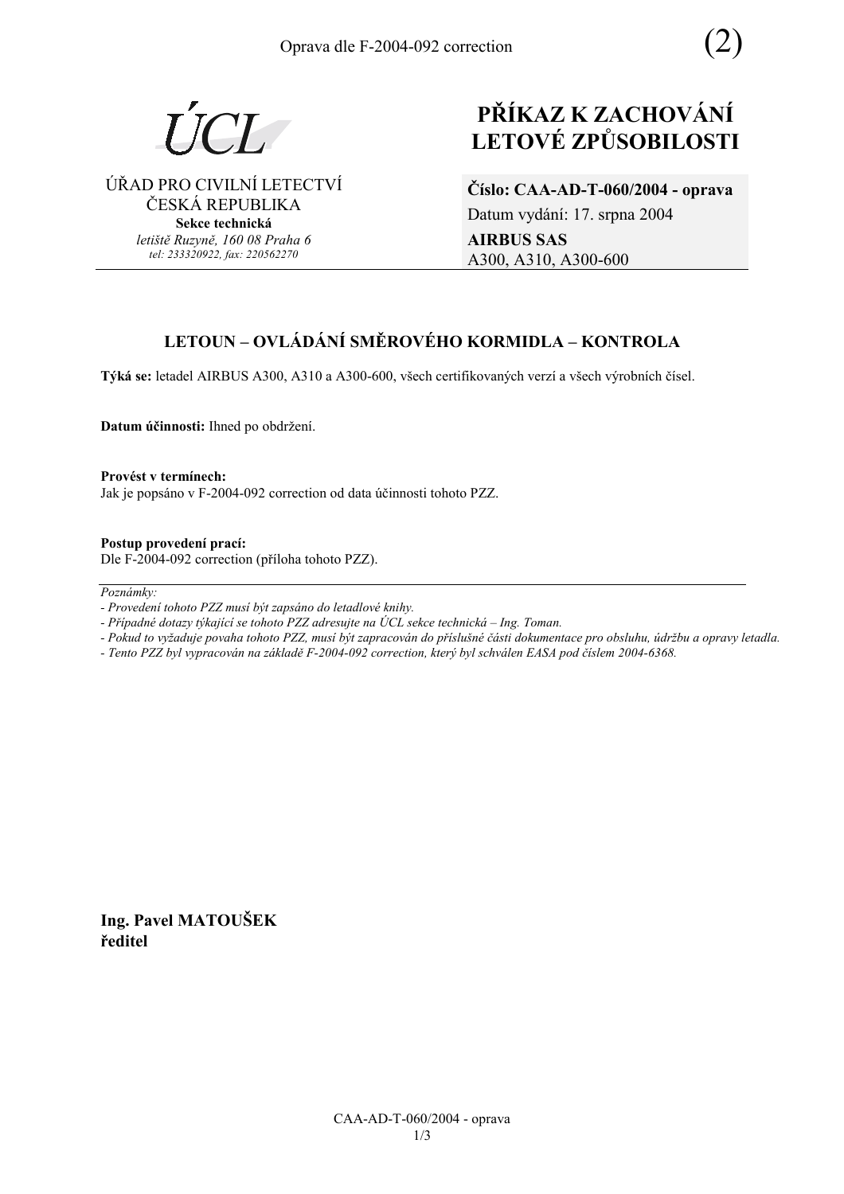Oprava dle F-2004-092 correction (2)

ÚCL

ÚŘAD PRO CIVILNÍ LETECTVÍ
ČESKÁ REPUBLIKA
**Sekce technická**
*letiště Ruzyně, 160 08 Praha 6*
*tel: 233320922, fax: 220562270*

# PŘÍKAZ K ZACHOVÁNÍ LETOVÉ ZPŮSOBILOSTI

**Číslo: CAA-AD-T-060/2004 - oprava**
Datum vydání: 17. srpna 2004
**AIRBUS SAS**
A300, A310, A300-600

## LETOUN – OVLÁDÁNÍ SMĚROVÉHO KORMIDLA – KONTROLA

**Týká se:** letadel AIRBUS A300, A310 a A300-600, všech certifikovaných verzí a všech výrobních čísel.

**Datum účinnosti:** Ihned po obdržení.

**Provést v termínech:**
Jak je popsáno v F-2004-092 correction od data účinnosti tohoto PZZ.

**Postup provedení prací:**
Dle F-2004-092 correction (příloha tohoto PZZ).

---

*Poznámky:*
*- Provedení tohoto PZZ musí být zapsáno do letadlové knihy.*
*- Případné dotazy týkající se tohoto PZZ adresujte na ÚCL sekce technická – Ing. Toman.*
*- Pokud to vyžaduje povaha tohoto PZZ, musí být zapracován do příslušné části dokumentace pro obsluhu, údržbu a opravy letadla.*
*- Tento PZZ byl vypracován na základě F-2004-092 correction, který byl schválen EASA pod číslem 2004-6368.*

**Ing. Pavel MATOUŠEK**
**ředitel**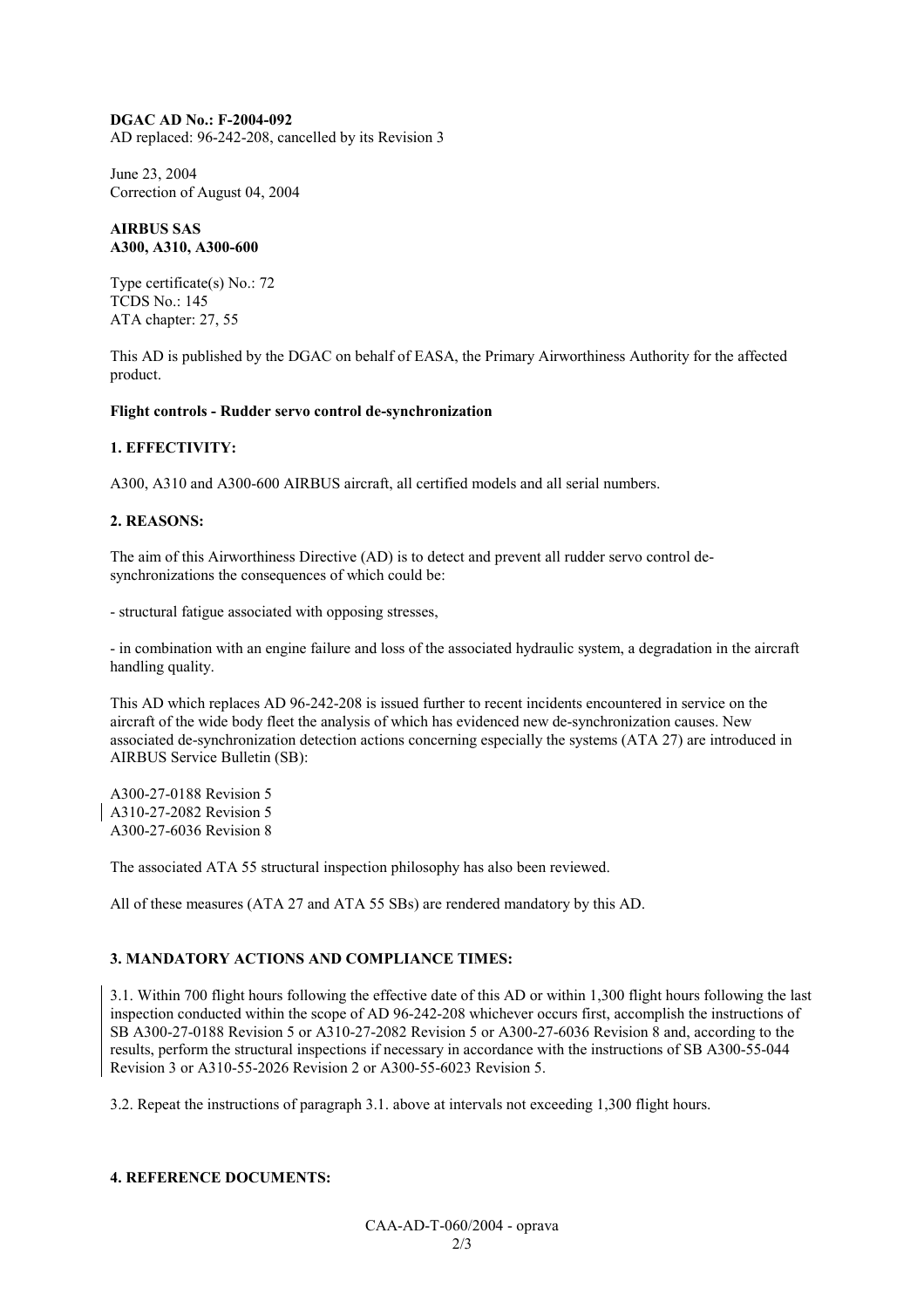**DGAC AD No.: F-2004-092**
AD replaced: 96-242-208, cancelled by its Revision 3

June 23, 2004
Correction of August 04, 2004

**AIRBUS SAS**
**A300, A310, A300-600**

Type certificate(s) No.: 72
TCDS No.: 145
ATA chapter: 27, 55

This AD is published by the DGAC on behalf of EASA, the Primary Airworthiness Authority for the affected product.

**Flight controls - Rudder servo control de-synchronization**

**1. EFFECTIVITY:**

A300, A310 and A300-600 AIRBUS aircraft, all certified models and all serial numbers.

**2. REASONS:**

The aim of this Airworthiness Directive (AD) is to detect and prevent all rudder servo control de-synchronizations the consequences of which could be:

- structural fatigue associated with opposing stresses,

- in combination with an engine failure and loss of the associated hydraulic system, a degradation in the aircraft handling quality.

This AD which replaces AD 96-242-208 is issued further to recent incidents encountered in service on the aircraft of the wide body fleet the analysis of which has evidenced new de-synchronization causes. New associated de-synchronization detection actions concerning especially the systems (ATA 27) are introduced in AIRBUS Service Bulletin (SB):

A300-27-0188 Revision 5
A310-27-2082 Revision 5
A300-27-6036 Revision 8

The associated ATA 55 structural inspection philosophy has also been reviewed.

All of these measures (ATA 27 and ATA 55 SBs) are rendered mandatory by this AD.

**3. MANDATORY ACTIONS AND COMPLIANCE TIMES:**

3.1. Within 700 flight hours following the effective date of this AD or within 1,300 flight hours following the last inspection conducted within the scope of AD 96-242-208 whichever occurs first, accomplish the instructions of SB A300-27-0188 Revision 5 or A310-27-2082 Revision 5 or A300-27-6036 Revision 8 and, according to the results, perform the structural inspections if necessary in accordance with the instructions of SB A300-55-044 Revision 3 or A310-55-2026 Revision 2 or A300-55-6023 Revision 5.

3.2. Repeat the instructions of paragraph 3.1. above at intervals not exceeding 1,300 flight hours.

**4. REFERENCE DOCUMENTS:**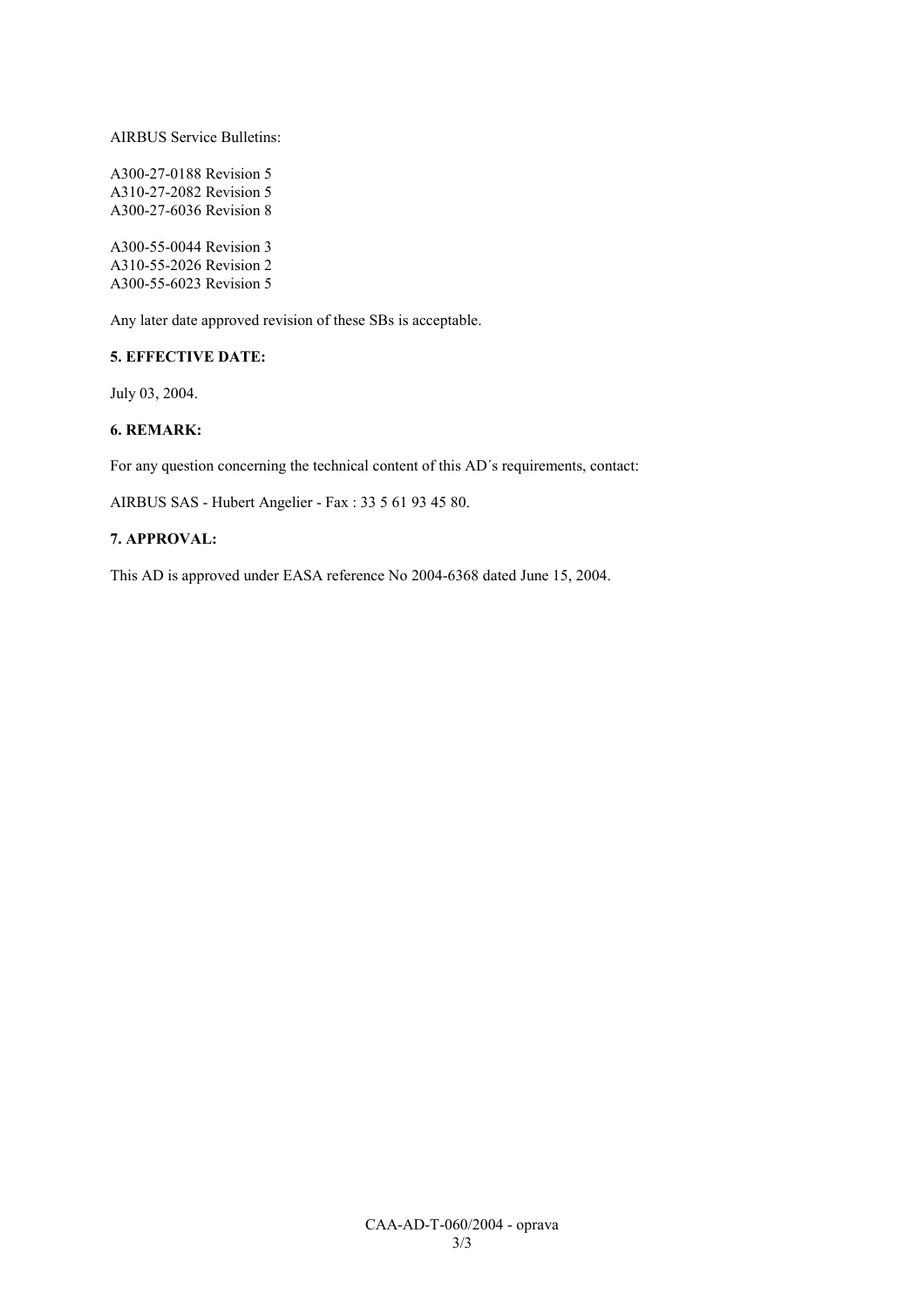AIRBUS Service Bulletins:

A300-27-0188 Revision 5
A310-27-2082 Revision 5
A300-27-6036 Revision 8

A300-55-0044 Revision 3
A310-55-2026 Revision 2
A300-55-6023 Revision 5

Any later date approved revision of these SBs is acceptable.

### 5. EFFECTIVE DATE:

July 03, 2004.

### 6. REMARK:

For any question concerning the technical content of this AD´s requirements, contact:

AIRBUS SAS - Hubert Angelier - Fax : 33 5 61 93 45 80.

### 7. APPROVAL:

This AD is approved under EASA reference No 2004-6368 dated June 15, 2004.